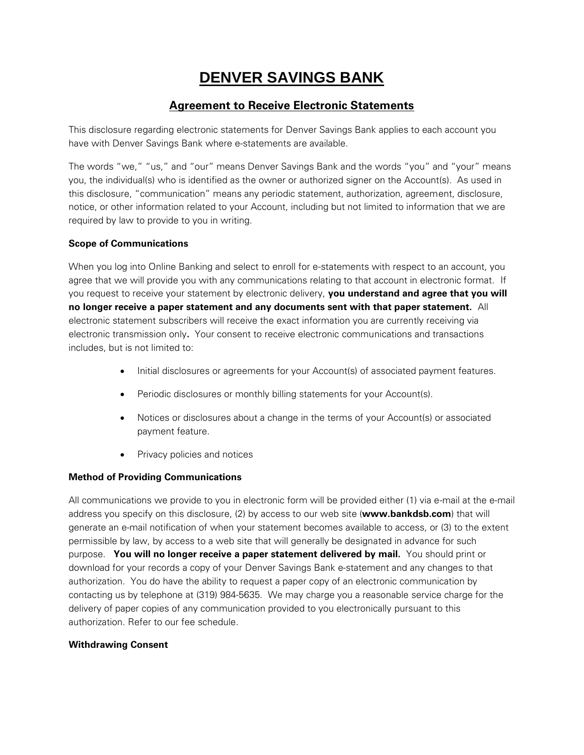# DENVER SAVINGS BANK

## Agreement to Receive Electronic Statements

This disclosure regarding electronic statements for Denver Savings Bank applies to each account you have with Denver Savings Bank where e-statements are available.

The words "we," "us," and "our" means Denver Savings Bank and the words "you" and "your" means you, the individual(s) who is identified as the owner or authorized signer on the Account(s). As used in this disclosure, "communication" means any periodic statement, authorization, agreement, disclosure, notice, or other information related to your Account, including but not limited to information that we are required by law to provide to you in writing.

**Scope of Communications**

When you log into Online Banking and select to enroll for e-statements with respect to an account, you agree that we will provide you with any communications relating to that account in electronic format. If you request to receive your statement by electronic delivery, **you understand and agree that you will no longer receive a paper statement and any documents sent with that paper statement.** All electronic statement subscribers will receive the exact information you are currently receiving via electronic transmission only**.** Your consent to receive electronic communications and transactions includes, but is not limited to:

- Initial disclosures or agreements for your Account(s) of associated payment features.
- Periodic disclosures or monthly billing statements for your Account(s).
- Notices or disclosures about a change in the terms of your Account(s) or associated payment feature.
- Privacy policies and notices

**Method of Providing Communications**

All communications we provide to you in electronic form will be provided either (1) via e-mail at the e-mail address you specify on this disclosure, (2) by access to our web site (**www.bankdsb.com**) that will generate an e-mail notification of when your statement becomes available to access, or (3) to the extent permissible by law, by access to a web site that will generally be designated in advance for such purpose. **You will no longer receive a paper statement delivered by mail.** You should print or download for your records a copy of your Denver Savings Bank e-statement and any changes to that authorization. You do have the ability to request a paper copy of an electronic communication by contacting us by telephone at (319) 984-5635. We may charge you a reasonable service charge for the delivery of paper copies of any communication provided to you electronically pursuant to this authorization. Refer to our fee schedule.

**Withdrawing Consent**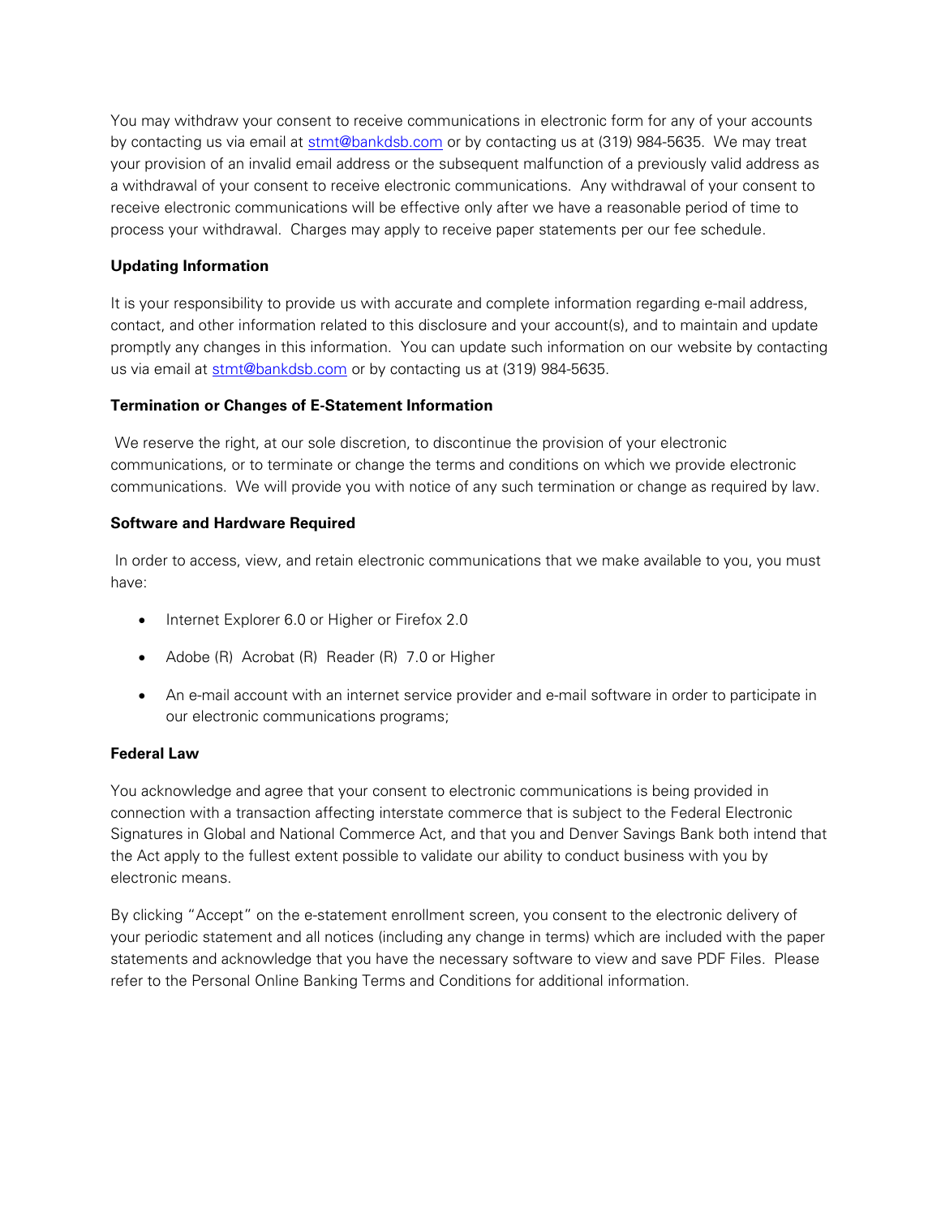You may withdraw your consent to receive communications in electronic form for any of your accounts by contacting us via email at stmt@bankdsb.com or by contacting us at (319) 984-5635. We may treat your provision of an invalid email address or the subsequent malfunction of a previously valid address as a withdrawal of your consent to receive electronic communications. Any withdrawal of your consent to receive electronic communications will be effective only after we have a reasonable period of time to process your withdrawal. Charges may apply to receive paper statements per our fee schedule.

**Updating Information**

It is your responsibility to provide us with accurate and complete information regarding e-mail address, contact, and other information related to this disclosure and your account(s), and to maintain and update promptly any changes in this information. You can update such information on our website by contacting us via email at stmt@bankdsb.com or by contacting us at (319) 984-5635.

**Termination or Changes of E-Statement Information**

We reserve the right, at our sole discretion, to discontinue the provision of your electronic communications, or to terminate or change the terms and conditions on which we provide electronic communications. We will provide you with notice of any such termination or change as required by law.

**Software and Hardware Required**

In order to access, view, and retain electronic communications that we make available to you, you must have:

- Internet Explorer 6.0 or Higher or Firefox 2.0
- Adobe (R) Acrobat (R) Reader (R) 7.0 or Higher
- An e-mail account with an internet service provider and e-mail software in order to participate in our electronic communications programs;

**Federal Law**

You acknowledge and agree that your consent to electronic communications is being provided in connection with a transaction affecting interstate commerce that is subject to the Federal Electronic Signatures in Global and National Commerce Act, and that you and Denver Savings Bank both intend that the Act apply to the fullest extent possible to validate our ability to conduct business with you by electronic means.

By clicking "Accept" on the e-statement enrollment screen, you consent to the electronic delivery of your periodic statement and all notices (including any change in terms) which are included with the paper statements and acknowledge that you have the necessary software to view and save PDF Files. Please refer to the Personal Online Banking Terms and Conditions for additional information.